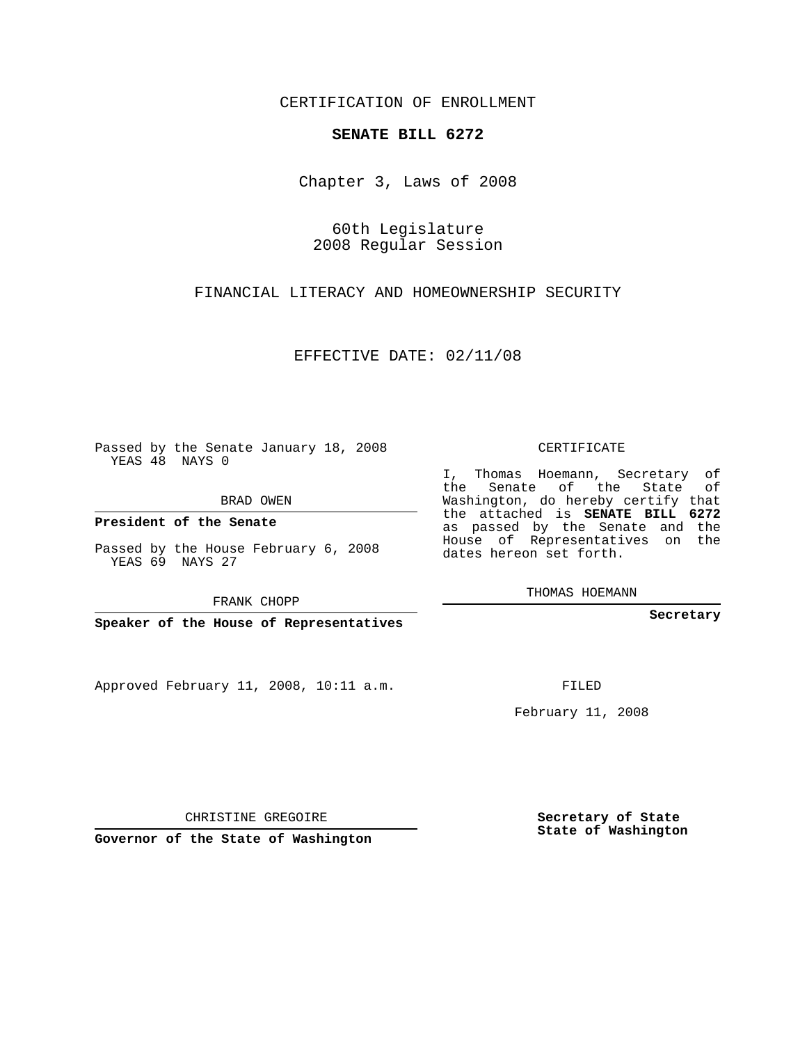CERTIFICATION OF ENROLLMENT

**SENATE BILL 6272**

Chapter 3, Laws of 2008

60th Legislature
2008 Regular Session

FINANCIAL LITERACY AND HOMEOWNERSHIP SECURITY

EFFECTIVE DATE: 02/11/08

Passed by the Senate January 18, 2008
YEAS 48 NAYS 0

BRAD OWEN

**President of the Senate**

Passed by the House February 6, 2008
YEAS 69 NAYS 27

FRANK CHOPP

**Speaker of the House of Representatives**

Approved February 11, 2008, 10:11 a.m.

CHRISTINE GREGOIRE

**Governor of the State of Washington**

CERTIFICATE

I, Thomas Hoemann, Secretary of the Senate of the State of Washington, do hereby certify that the attached is **SENATE BILL 6272** as passed by the Senate and the House of Representatives on the dates hereon set forth.

THOMAS HOEMANN

**Secretary**

FILED

February 11, 2008

**Secretary of State**
**State of Washington**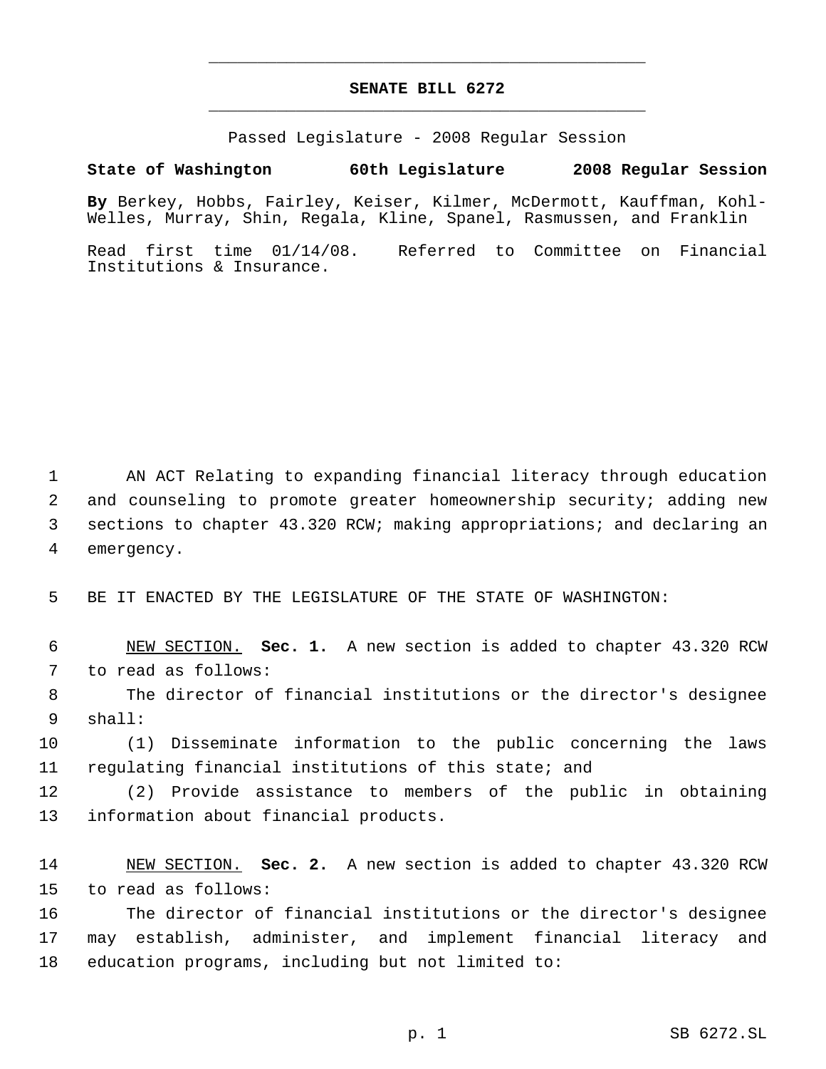# SENATE BILL 6272

Passed Legislature - 2008 Regular Session

**State of Washington 60th Legislature 2008 Regular Session**

**By** Berkey, Hobbs, Fairley, Keiser, Kilmer, McDermott, Kauffman, Kohl-Welles, Murray, Shin, Regala, Kline, Spanel, Rasmussen, and Franklin

Read first time 01/14/08. Referred to Committee on Financial Institutions & Insurance.

AN ACT Relating to expanding financial literacy through education and counseling to promote greater homeownership security; adding new sections to chapter 43.320 RCW; making appropriations; and declaring an emergency.

BE IT ENACTED BY THE LEGISLATURE OF THE STATE OF WASHINGTON:

NEW SECTION. **Sec. 1.** A new section is added to chapter 43.320 RCW to read as follows:

The director of financial institutions or the director's designee shall:

(1) Disseminate information to the public concerning the laws regulating financial institutions of this state; and

(2) Provide assistance to members of the public in obtaining information about financial products.

NEW SECTION. **Sec. 2.** A new section is added to chapter 43.320 RCW to read as follows:

The director of financial institutions or the director's designee may establish, administer, and implement financial literacy and education programs, including but not limited to: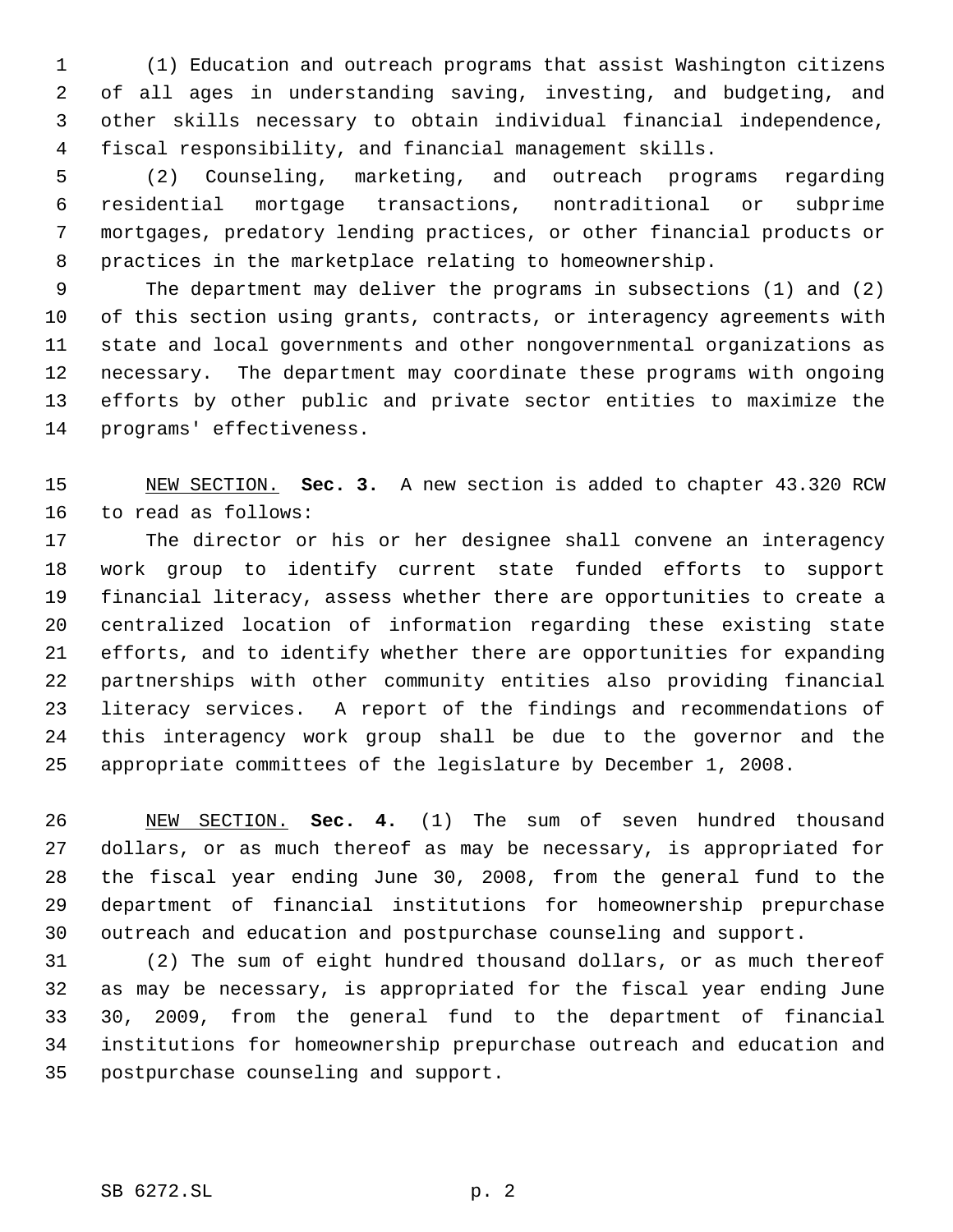(1) Education and outreach programs that assist Washington citizens of all ages in understanding saving, investing, and budgeting, and other skills necessary to obtain individual financial independence, fiscal responsibility, and financial management skills.

(2) Counseling, marketing, and outreach programs regarding residential mortgage transactions, nontraditional or subprime mortgages, predatory lending practices, or other financial products or practices in the marketplace relating to homeownership.

The department may deliver the programs in subsections (1) and (2) of this section using grants, contracts, or interagency agreements with state and local governments and other nongovernmental organizations as necessary. The department may coordinate these programs with ongoing efforts by other public and private sector entities to maximize the programs' effectiveness.

NEW SECTION. **Sec. 3.** A new section is added to chapter 43.320 RCW to read as follows:

The director or his or her designee shall convene an interagency work group to identify current state funded efforts to support financial literacy, assess whether there are opportunities to create a centralized location of information regarding these existing state efforts, and to identify whether there are opportunities for expanding partnerships with other community entities also providing financial literacy services. A report of the findings and recommendations of this interagency work group shall be due to the governor and the appropriate committees of the legislature by December 1, 2008.

NEW SECTION. **Sec. 4.** (1) The sum of seven hundred thousand dollars, or as much thereof as may be necessary, is appropriated for the fiscal year ending June 30, 2008, from the general fund to the department of financial institutions for homeownership prepurchase outreach and education and postpurchase counseling and support.

(2) The sum of eight hundred thousand dollars, or as much thereof as may be necessary, is appropriated for the fiscal year ending June 30, 2009, from the general fund to the department of financial institutions for homeownership prepurchase outreach and education and postpurchase counseling and support.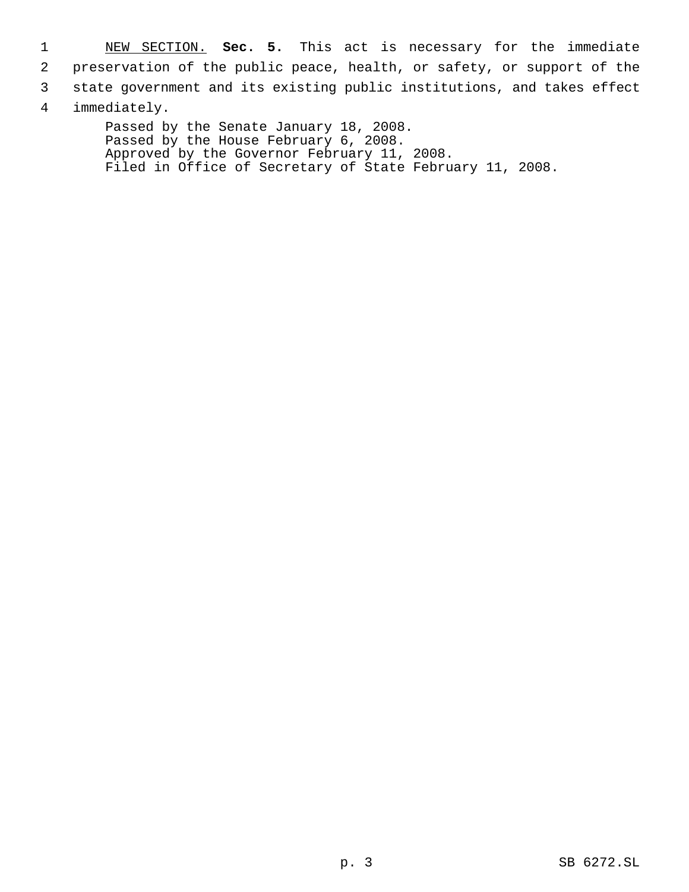NEW SECTION. **Sec. 5.** This act is necessary for the immediate preservation of the public peace, health, or safety, or support of the state government and its existing public institutions, and takes effect immediately.

Passed by the Senate January 18, 2008.
Passed by the House February 6, 2008.
Approved by the Governor February 11, 2008.
Filed in Office of Secretary of State February 11, 2008.